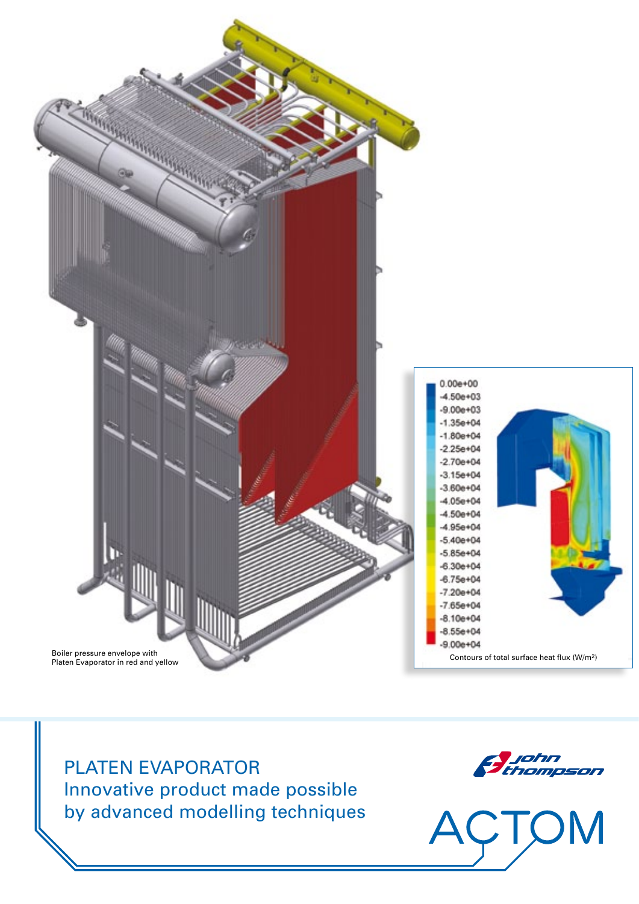Boiler pressure envelope with Platen Evaporator in red and yellow

Contours of total surface heat flux (W/m²)

# PLATEN EVAPORATOR

## Innovative product made possible by advanced modelling techniques

john thompson

ACTOM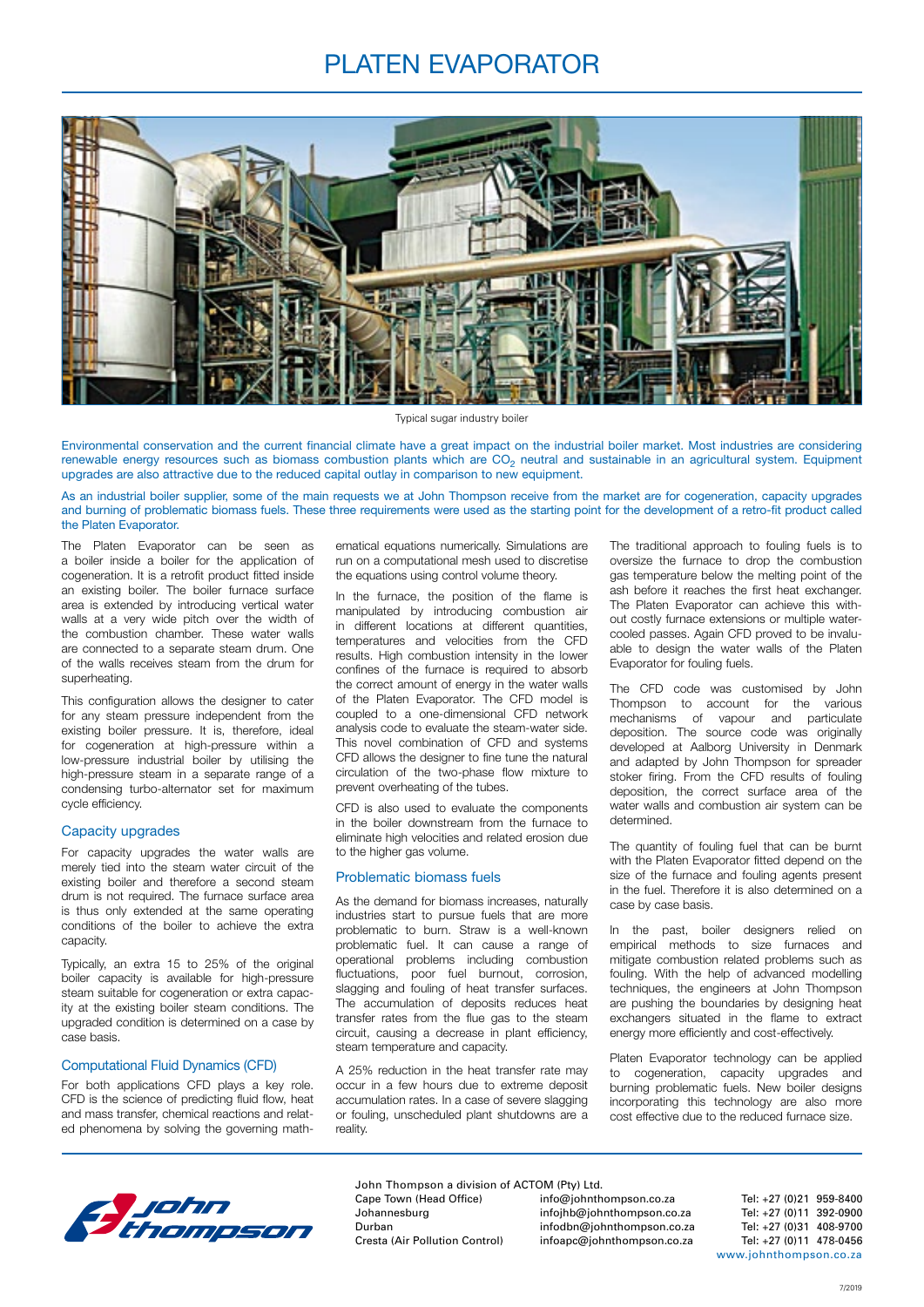# PLATEN EVAPORATOR

Typical sugar industry boiler

Environmental conservation and the current financial climate have a great impact on the industrial boiler market. Most industries are considering renewable energy resources such as biomass combustion plants which are $CO_2$ neutral and sustainable in an agricultural system. Equipment upgrades are also attractive due to the reduced capital outlay in comparison to new equipment.

As an industrial boiler supplier, some of the main requests we at John Thompson receive from the market are for cogeneration, capacity upgrades and burning of problematic biomass fuels. These three requirements were used as the starting point for the development of a retro-fit product called the Platen Evaporator.

The Platen Evaporator can be seen as a boiler inside a boiler for the application of cogeneration. It is a retrofit product fitted inside an existing boiler. The boiler furnace surface area is extended by introducing vertical water walls at a very wide pitch over the width of the combustion chamber. These water walls are connected to a separate steam drum. One of the walls receives steam from the drum for superheating.

This configuration allows the designer to cater for any steam pressure independent from the existing boiler pressure. It is, therefore, ideal for cogeneration at high-pressure within a low-pressure industrial boiler by utilising the high-pressure steam in a separate range of a condensing turbo-alternator set for maximum cycle efficiency.

## Capacity upgrades

For capacity upgrades the water walls are merely tied into the steam water circuit of the existing boiler and therefore a second steam drum is not required. The furnace surface area is thus only extended at the same operating conditions of the boiler to achieve the extra capacity.

Typically, an extra 15 to 25% of the original boiler capacity is available for high-pressure steam suitable for cogeneration or extra capacity at the existing boiler steam conditions. The upgraded condition is determined on a case by case basis.

## Computational Fluid Dynamics (CFD)

For both applications CFD plays a key role. CFD is the science of predicting fluid flow, heat and mass transfer, chemical reactions and related phenomena by solving the governing mathematical equations numerically. Simulations are run on a computational mesh used to discretise the equations using control volume theory.

In the furnace, the position of the flame is manipulated by introducing combustion air in different locations at different quantities, temperatures and velocities from the CFD results. High combustion intensity in the lower confines of the furnace is required to absorb the correct amount of energy in the water walls of the Platen Evaporator. The CFD model is coupled to a one-dimensional CFD network analysis code to evaluate the steam-water side. This novel combination of CFD and systems CFD allows the designer to fine tune the natural circulation of the two-phase flow mixture to prevent overheating of the tubes.

CFD is also used to evaluate the components in the boiler downstream from the furnace to eliminate high velocities and related erosion due to the higher gas volume.

## Problematic biomass fuels

As the demand for biomass increases, naturally industries start to pursue fuels that are more problematic to burn. Straw is a well-known problematic fuel. It can cause a range of operational problems including combustion fluctuations, poor fuel burnout, corrosion, slagging and fouling of heat transfer surfaces. The accumulation of deposits reduces heat transfer rates from the flue gas to the steam circuit, causing a decrease in plant efficiency, steam temperature and capacity.

A 25% reduction in the heat transfer rate may occur in a few hours due to extreme deposit accumulation rates. In a case of severe slagging or fouling, unscheduled plant shutdowns are a reality.

The traditional approach to fouling fuels is to oversize the furnace to drop the combustion gas temperature below the melting point of the ash before it reaches the first heat exchanger. The Platen Evaporator can achieve this without costly furnace extensions or multiple water-cooled passes. Again CFD proved to be invaluable to design the water walls of the Platen Evaporator for fouling fuels.

The CFD code was customised by John Thompson to account for the various mechanisms of vapour and particulate deposition. The source code was originally developed at Aalborg University in Denmark and adapted by John Thompson for spreader stoker firing. From the CFD results of fouling deposition, the correct surface area of the water walls and combustion air system can be determined.

The quantity of fouling fuel that can be burnt with the Platen Evaporator fitted depend on the size of the furnace and fouling agents present in the fuel. Therefore it is also determined on a case by case basis.

In the past, boiler designers relied on empirical methods to size furnaces and mitigate combustion related problems such as fouling. With the help of advanced modelling techniques, the engineers at John Thompson are pushing the boundaries by designing heat exchangers situated in the flame to extract energy more efficiently and cost-effectively.

Platen Evaporator technology can be applied to cogeneration, capacity upgrades and burning problematic fuels. New boiler designs incorporating this technology are also more cost effective due to the reduced furnace size.

John Thompson a division of ACTOM (Pty) Ltd.

| | | |
|---|---|---|
| Cape Town (Head Office) | info@johnthompson.co.za | Tel: +27 (0)21 959-8400 |
| Johannesburg | infojhb@johnthompson.co.za | Tel: +27 (0)11 392-0900 |
| Durban | infodbn@johnthompson.co.za | Tel: +27 (0)31 408-9700 |
| Cresta (Air Pollution Control) | infoapc@johnthompson.co.za | Tel: +27 (0)11 478-0456 |

www.johnthompson.co.za

7/2019